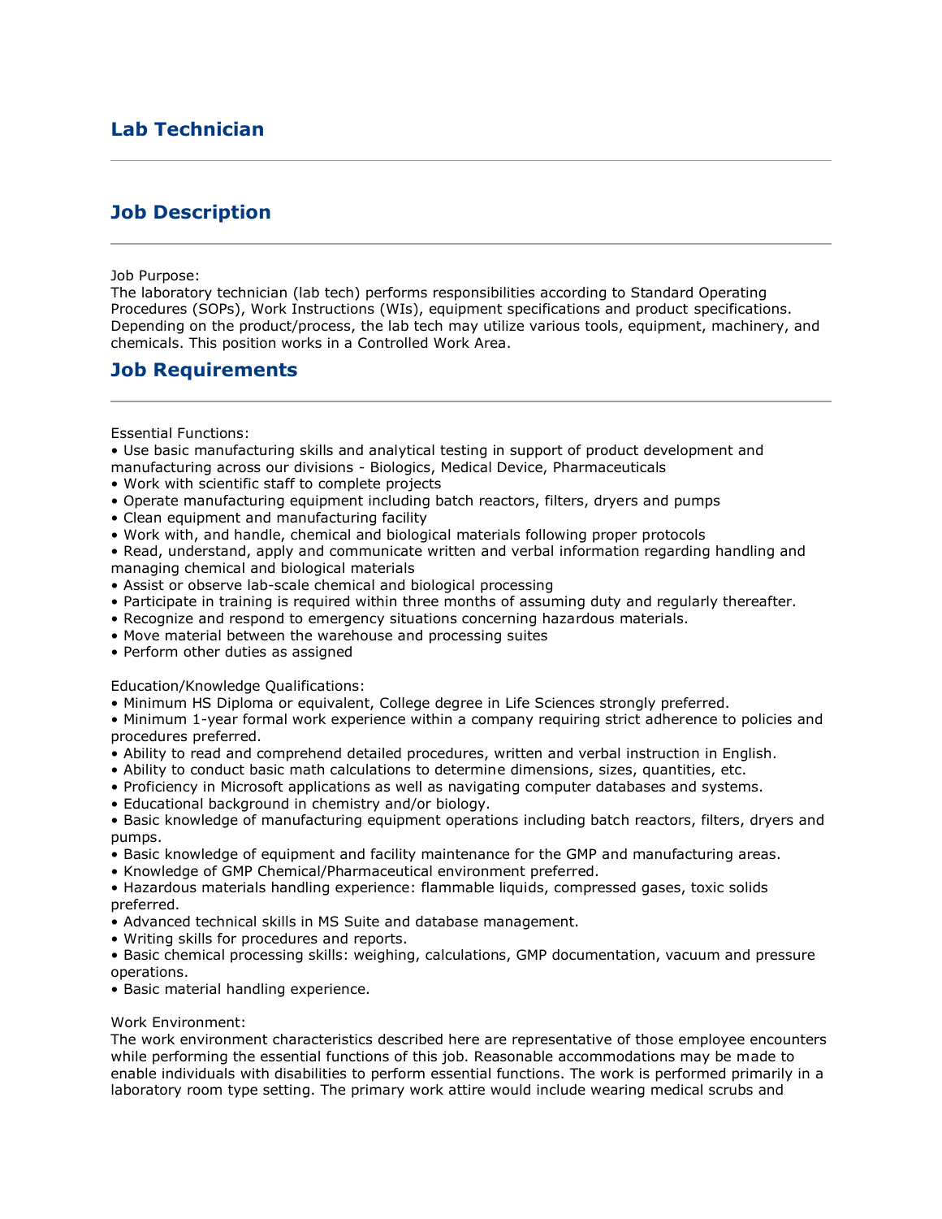## Lab Technician

---

## Job Description

---

Job Purpose:
The laboratory technician (lab tech) performs responsibilities according to Standard Operating Procedures (SOPs), Work Instructions (WIs), equipment specifications and product specifications. Depending on the product/process, the lab tech may utilize various tools, equipment, machinery, and chemicals. This position works in a Controlled Work Area.

## Job Requirements

---

Essential Functions:

- Use basic manufacturing skills and analytical testing in support of product development and manufacturing across our divisions - Biologics, Medical Device, Pharmaceuticals
- Work with scientific staff to complete projects
- Operate manufacturing equipment including batch reactors, filters, dryers and pumps
- Clean equipment and manufacturing facility
- Work with, and handle, chemical and biological materials following proper protocols
- Read, understand, apply and communicate written and verbal information regarding handling and managing chemical and biological materials
- Assist or observe lab-scale chemical and biological processing
- Participate in training is required within three months of assuming duty and regularly thereafter.
- Recognize and respond to emergency situations concerning hazardous materials.
- Move material between the warehouse and processing suites
- Perform other duties as assigned

Education/Knowledge Qualifications:

- Minimum HS Diploma or equivalent, College degree in Life Sciences strongly preferred.
- Minimum 1-year formal work experience within a company requiring strict adherence to policies and procedures preferred.
- Ability to read and comprehend detailed procedures, written and verbal instruction in English.
- Ability to conduct basic math calculations to determine dimensions, sizes, quantities, etc.
- Proficiency in Microsoft applications as well as navigating computer databases and systems.
- Educational background in chemistry and/or biology.
- Basic knowledge of manufacturing equipment operations including batch reactors, filters, dryers and pumps.
- Basic knowledge of equipment and facility maintenance for the GMP and manufacturing areas.
- Knowledge of GMP Chemical/Pharmaceutical environment preferred.
- Hazardous materials handling experience: flammable liquids, compressed gases, toxic solids preferred.
- Advanced technical skills in MS Suite and database management.
- Writing skills for procedures and reports.
- Basic chemical processing skills: weighing, calculations, GMP documentation, vacuum and pressure operations.
- Basic material handling experience.

Work Environment:
The work environment characteristics described here are representative of those employee encounters while performing the essential functions of this job. Reasonable accommodations may be made to enable individuals with disabilities to perform essential functions. The work is performed primarily in a laboratory room type setting. The primary work attire would include wearing medical scrubs and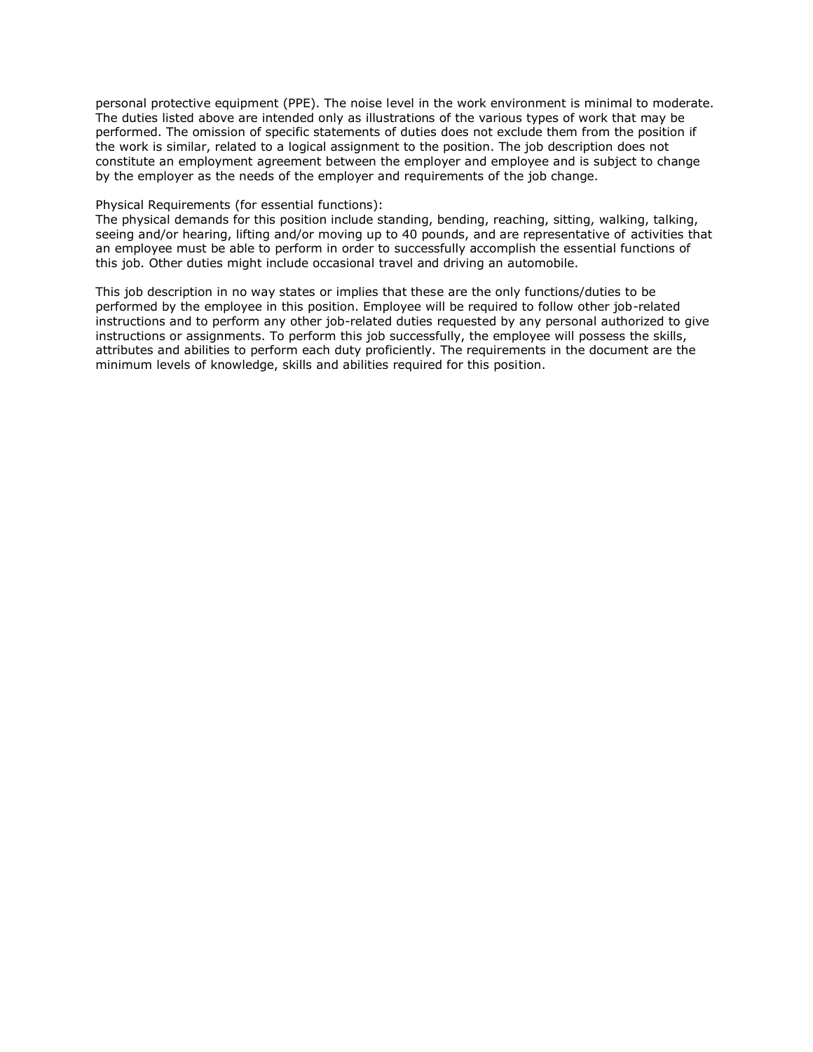personal protective equipment (PPE). The noise level in the work environment is minimal to moderate. The duties listed above are intended only as illustrations of the various types of work that may be performed. The omission of specific statements of duties does not exclude them from the position if the work is similar, related to a logical assignment to the position. The job description does not constitute an employment agreement between the employer and employee and is subject to change by the employer as the needs of the employer and requirements of the job change.

Physical Requirements (for essential functions):
The physical demands for this position include standing, bending, reaching, sitting, walking, talking, seeing and/or hearing, lifting and/or moving up to 40 pounds, and are representative of activities that an employee must be able to perform in order to successfully accomplish the essential functions of this job. Other duties might include occasional travel and driving an automobile.

This job description in no way states or implies that these are the only functions/duties to be performed by the employee in this position. Employee will be required to follow other job-related instructions and to perform any other job-related duties requested by any personal authorized to give instructions or assignments. To perform this job successfully, the employee will possess the skills, attributes and abilities to perform each duty proficiently. The requirements in the document are the minimum levels of knowledge, skills and abilities required for this position.